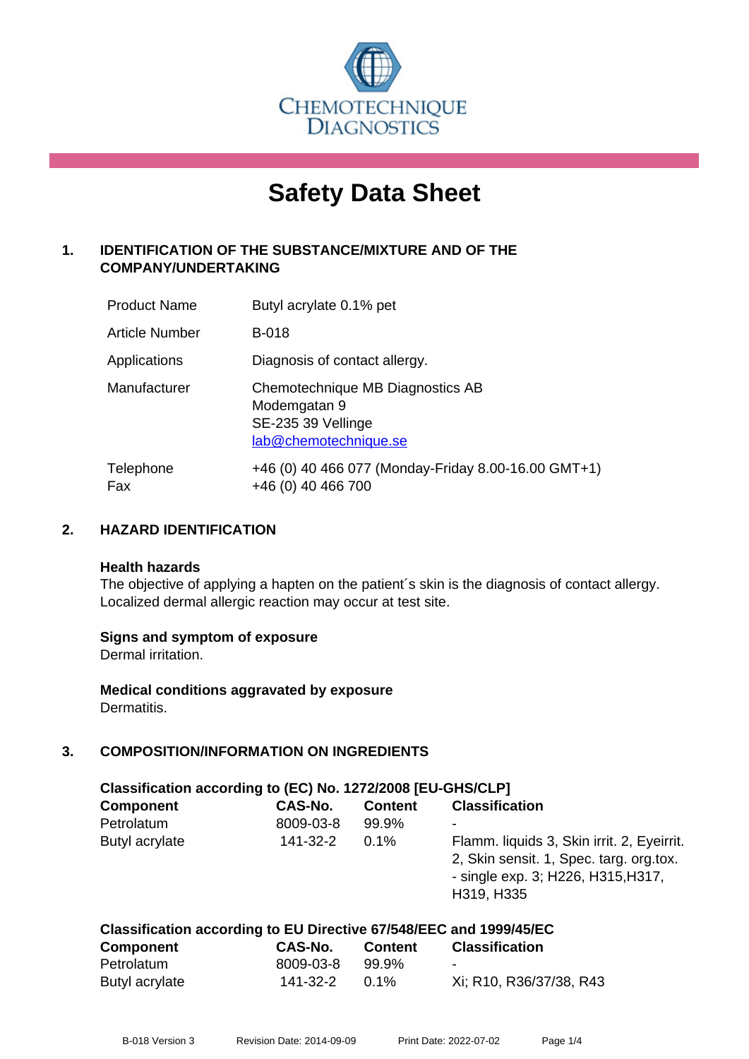CHEMOTECHNIQUE DIAGNOSTICS

# Safety Data Sheet

## 1. IDENTIFICATION OF THE SUBSTANCE/MIXTURE AND OF THE COMPANY/UNDERTAKING

| | |
|---|---|
| Product Name | Butyl acrylate 0.1% pet |
| Article Number | B-018 |
| Applications | Diagnosis of contact allergy. |
| Manufacturer | Chemotechnique MB Diagnostics AB<br>Modemgatan 9<br>SE-235 39 Vellinge<br>lab@chemotechnique.se |
| Telephone<br>Fax | +46 (0) 40 466 077 (Monday-Friday 8.00-16.00 GMT+1)<br>+46 (0) 40 466 700 |

## 2. HAZARD IDENTIFICATION

**Health hazards**
The objective of applying a hapten on the patient´s skin is the diagnosis of contact allergy. Localized dermal allergic reaction may occur at test site.

**Signs and symptom of exposure**
Dermal irritation.

**Medical conditions aggravated by exposure**
Dermatitis.

## 3. COMPOSITION/INFORMATION ON INGREDIENTS

**Classification according to (EC) No. 1272/2008 [EU-GHS/CLP]**

| Component | CAS-No. | Content | Classification |
|---|---|---|---|
| Petrolatum | 8009-03-8 | 99.9% | - |
| Butyl acrylate | 141-32-2 | 0.1% | Flamm. liquids 3, Skin irrit. 2, Eyeirrit. 2, Skin sensit. 1, Spec. targ. org.tox. - single exp. 3; H226, H315,H317, H319, H335 |

**Classification according to EU Directive 67/548/EEC and 1999/45/EC**

| Component | CAS-No. | Content | Classification |
|---|---|---|---|
| Petrolatum | 8009-03-8 | 99.9% | - |
| Butyl acrylate | 141-32-2 | 0.1% | Xi; R10, R36/37/38, R43 |

B-018 Version 3 Revision Date: 2014-09-09 Print Date: 2022-07-02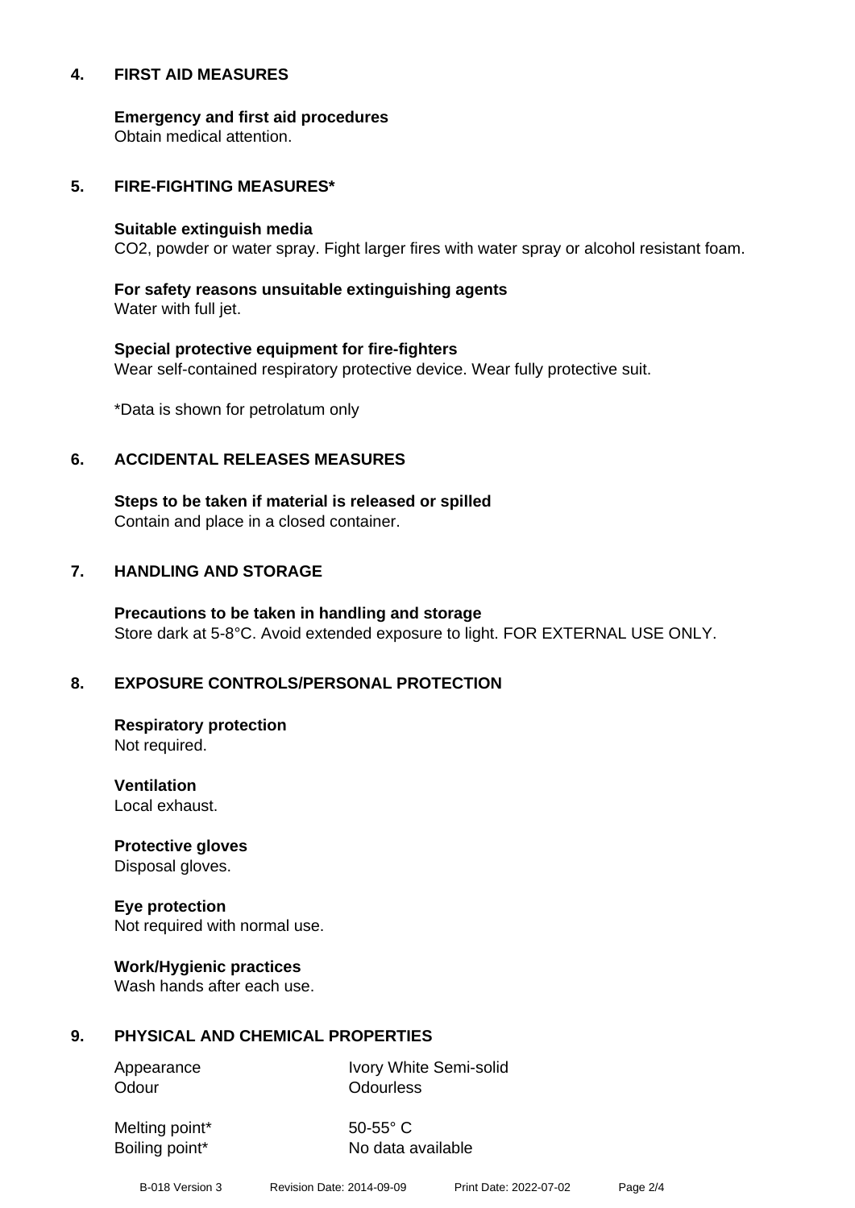## 4. FIRST AID MEASURES

**Emergency and first aid procedures**
Obtain medical attention.

## 5. FIRE-FIGHTING MEASURES*

**Suitable extinguish media**
$CO_2$, powder or water spray. Fight larger fires with water spray or alcohol resistant foam.

**For safety reasons unsuitable extinguishing agents**
Water with full jet.

**Special protective equipment for fire-fighters**
Wear self-contained respiratory protective device. Wear fully protective suit.

*Data is shown for petrolatum only

## 6. ACCIDENTAL RELEASES MEASURES

**Steps to be taken if material is released or spilled**
Contain and place in a closed container.

## 7. HANDLING AND STORAGE

**Precautions to be taken in handling and storage**
Store dark at 5-8°C. Avoid extended exposure to light. FOR EXTERNAL USE ONLY.

## 8. EXPOSURE CONTROLS/PERSONAL PROTECTION

**Respiratory protection**
Not required.

**Ventilation**
Local exhaust.

**Protective gloves**
Disposal gloves.

**Eye protection**
Not required with normal use.

**Work/Hygienic practices**
Wash hands after each use.

## 9. PHYSICAL AND CHEMICAL PROPERTIES

| | |
|---|---|
| Appearance | Ivory White Semi-solid |
| Odour | Odourless |
| Melting point* | 50-55° C |
| Boiling point* | No data available |

B-018 Version 3 Revision Date: 2014-09-09 Print Date: 2022-07-02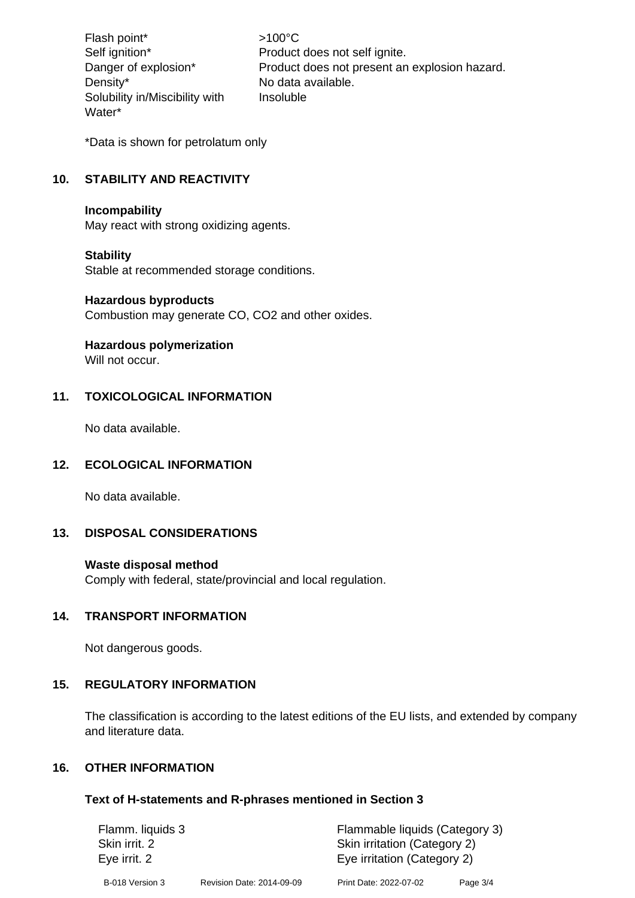| | |
|---|---|
| Flash point* | >100°C |
| Self ignition* | Product does not self ignite. |
| Danger of explosion* | Product does not present an explosion hazard. |
| Density* | No data available. |
| Solubility in/Miscibility with Water* | Insoluble |

*Data is shown for petrolatum only

## 10. STABILITY AND REACTIVITY

**Incompability**
May react with strong oxidizing agents.

**Stability**
Stable at recommended storage conditions.

**Hazardous byproducts**
Combustion may generate CO, $CO_2$ and other oxides.

**Hazardous polymerization**
Will not occur.

## 11. TOXICOLOGICAL INFORMATION

No data available.

## 12. ECOLOGICAL INFORMATION

No data available.

## 13. DISPOSAL CONSIDERATIONS

**Waste disposal method**
Comply with federal, state/provincial and local regulation.

## 14. TRANSPORT INFORMATION

Not dangerous goods.

## 15. REGULATORY INFORMATION

The classification is according to the latest editions of the EU lists, and extended by company and literature data.

## 16. OTHER INFORMATION

### Text of H-statements and R-phrases mentioned in Section 3

| | |
|---|---|
| Flamm. liquids 3 | Flammable liquids (Category 3) |
| Skin irrit. 2 | Skin irritation (Category 2) |
| Eye irrit. 2 | Eye irritation (Category 2) |

B-018 Version 3 Revision Date: 2014-09-09 Print Date: 2022-07-02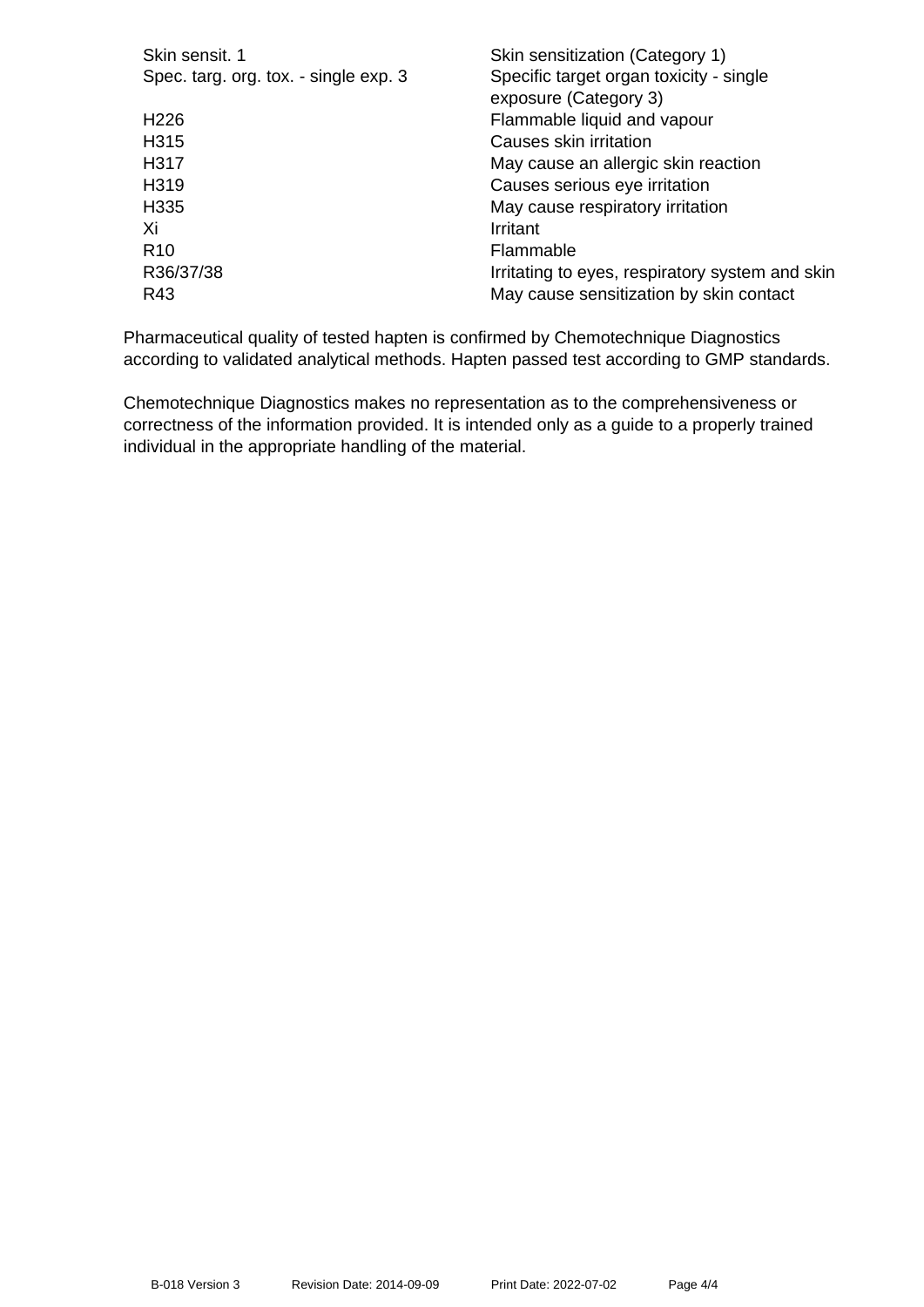| | |
|---|---|
| Skin sensit. 1 | Skin sensitization (Category 1) |
| Spec. targ. org. tox. - single exp. 3 | Specific target organ toxicity - single exposure (Category 3) |
| H226 | Flammable liquid and vapour |
| H315 | Causes skin irritation |
| H317 | May cause an allergic skin reaction |
| H319 | Causes serious eye irritation |
| H335 | May cause respiratory irritation |
| Xi | Irritant |
| R10 | Flammable |
| R36/37/38 | Irritating to eyes, respiratory system and skin |
| R43 | May cause sensitization by skin contact |

Pharmaceutical quality of tested hapten is confirmed by Chemotechnique Diagnostics according to validated analytical methods. Hapten passed test according to GMP standards.

Chemotechnique Diagnostics makes no representation as to the comprehensiveness or correctness of the information provided. It is intended only as a guide to a properly trained individual in the appropriate handling of the material.